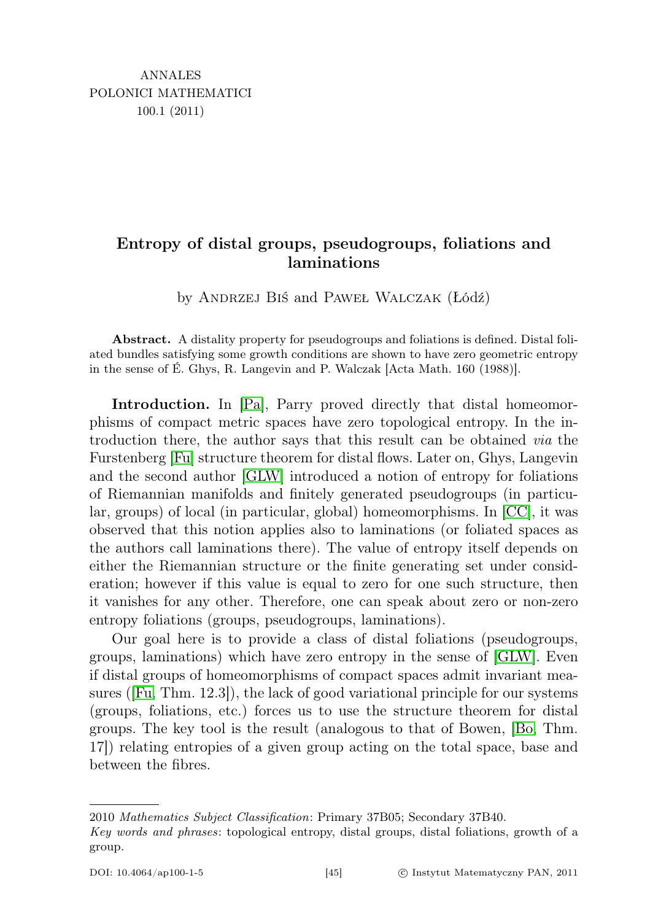ANNALES
POLONICI MATHEMATICI
100.1 (2011)

# Entropy of distal groups, pseudogroups, foliations and laminations

by Andrzej Biś and Paweł Walczak (Łódź)

**Abstract.** A distality property for pseudogroups and foliations is defined. Distal foliated bundles satisfying some growth conditions are shown to have zero geometric entropy in the sense of É. Ghys, R. Langevin and P. Walczak [Acta Math. 160 (1988)].

**Introduction.** In [Pa], Parry proved directly that distal homeomorphisms of compact metric spaces have zero topological entropy. In the introduction there, the author says that this result can be obtained *via* the Furstenberg [Fu] structure theorem for distal flows. Later on, Ghys, Langevin and the second author [GLW] introduced a notion of entropy for foliations of Riemannian manifolds and finitely generated pseudogroups (in particular, groups) of local (in particular, global) homeomorphisms. In [CC], it was observed that this notion applies also to laminations (or foliated spaces as the authors call laminations there). The value of entropy itself depends on either the Riemannian structure or the finite generating set under consideration; however if this value is equal to zero for one such structure, then it vanishes for any other. Therefore, one can speak about zero or non-zero entropy foliations (groups, pseudogroups, laminations).

Our goal here is to provide a class of distal foliations (pseudogroups, groups, laminations) which have zero entropy in the sense of [GLW]. Even if distal groups of homeomorphisms of compact spaces admit invariant measures ([Fu, Thm. 12.3]), the lack of good variational principle for our systems (groups, foliations, etc.) forces us to use the structure theorem for distal groups. The key tool is the result (analogous to that of Bowen, [Bo, Thm. 17]) relating entropies of a given group acting on the total space, base and between the fibres.

---

2010 *Mathematics Subject Classification*: Primary 37B05; Secondary 37B40.

*Key words and phrases*: topological entropy, distal groups, distal foliations, growth of a group.

DOI: 10.4064/ap100-1-5 © Instytut Matematyczny PAN, 2011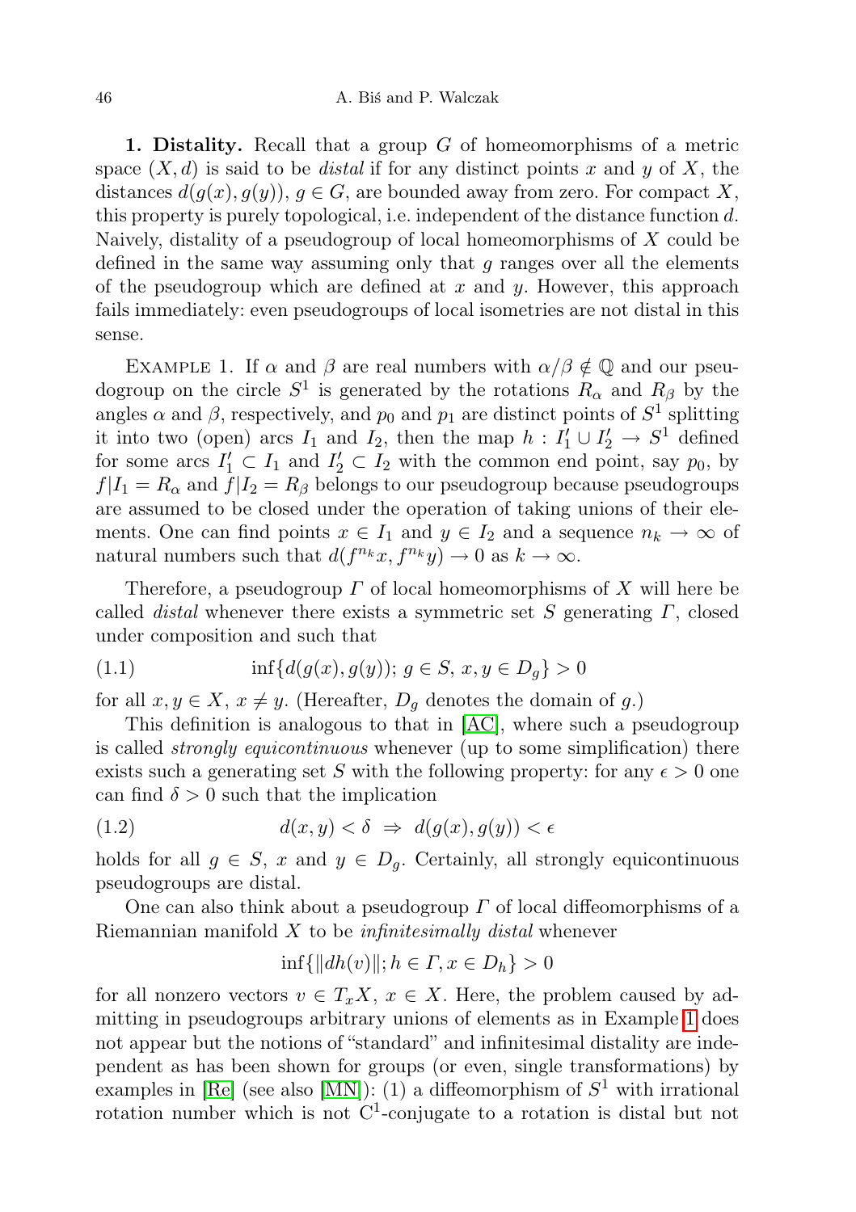**1. Distality.** Recall that a group $G$ of homeomorphisms of a metric space $(X, d)$ is said to be *distal* if for any distinct points $x$ and $y$ of $X$, the distances $d(g(x), g(y))$, $g \in G$, are bounded away from zero. For compact $X$, this property is purely topological, i.e. independent of the distance function $d$. Naively, distality of a pseudogroup of local homeomorphisms of $X$ could be defined in the same way assuming only that $g$ ranges over all the elements of the pseudogroup which are defined at $x$ and $y$. However, this approach fails immediately: even pseudogroups of local isometries are not distal in this sense.

Example 1. If $\alpha$ and $\beta$ are real numbers with $\alpha/\beta \notin \mathbb{Q}$ and our pseudogroup on the circle $S^1$ is generated by the rotations $R_\alpha$ and $R_\beta$ by the angles $\alpha$ and $\beta$, respectively, and $p_0$ and $p_1$ are distinct points of $S^1$ splitting it into two (open) arcs $I_1$ and $I_2$, then the map $h : I_1' \cup I_2' \to S^1$ defined for some arcs $I_1' \subset I_1$ and $I_2' \subset I_2$ with the common end point, say $p_0$, by $f|I_1 = R_\alpha$ and $f|I_2 = R_\beta$ belongs to our pseudogroup because pseudogroups are assumed to be closed under the operation of taking unions of their elements. One can find points $x \in I_1$ and $y \in I_2$ and a sequence $n_k \to \infty$ of natural numbers such that $d(f^{n_k}x, f^{n_k}y) \to 0$ as $k \to \infty$.

Therefore, a pseudogroup $\Gamma$ of local homeomorphisms of $X$ will here be called *distal* whenever there exists a symmetric set $S$ generating $\Gamma$, closed under composition and such that

$$\inf\{d(g(x), g(y));\ g \in S,\ x, y \in D_g\} > 0 \tag{1.1}$$

for all $x, y \in X$, $x \neq y$. (Hereafter, $D_g$ denotes the domain of $g$.)

This definition is analogous to that in [AC], where such a pseudogroup is called *strongly equicontinuous* whenever (up to some simplification) there exists such a generating set $S$ with the following property: for any $\epsilon > 0$ one can find $\delta > 0$ such that the implication

$$d(x, y) < \delta \ \Rightarrow\ d(g(x), g(y)) < \epsilon \tag{1.2}$$

holds for all $g \in S$, $x$ and $y \in D_g$. Certainly, all strongly equicontinuous pseudogroups are distal.

One can also think about a pseudogroup $\Gamma$ of local diffeomorphisms of a Riemannian manifold $X$ to be *infinitesimally distal* whenever

$$\inf\{\|dh(v)\|; h \in \Gamma, x \in D_h\} > 0$$

for all nonzero vectors $v \in T_xX$, $x \in X$. Here, the problem caused by admitting in pseudogroups arbitrary unions of elements as in Example 1 does not appear but the notions of "standard" and infinitesimal distality are independent as has been shown for groups (or even, single transformations) by examples in [Re] (see also [MN]): (1) a diffeomorphism of $S^1$ with irrational rotation number which is not $C^1$-conjugate to a rotation is distal but not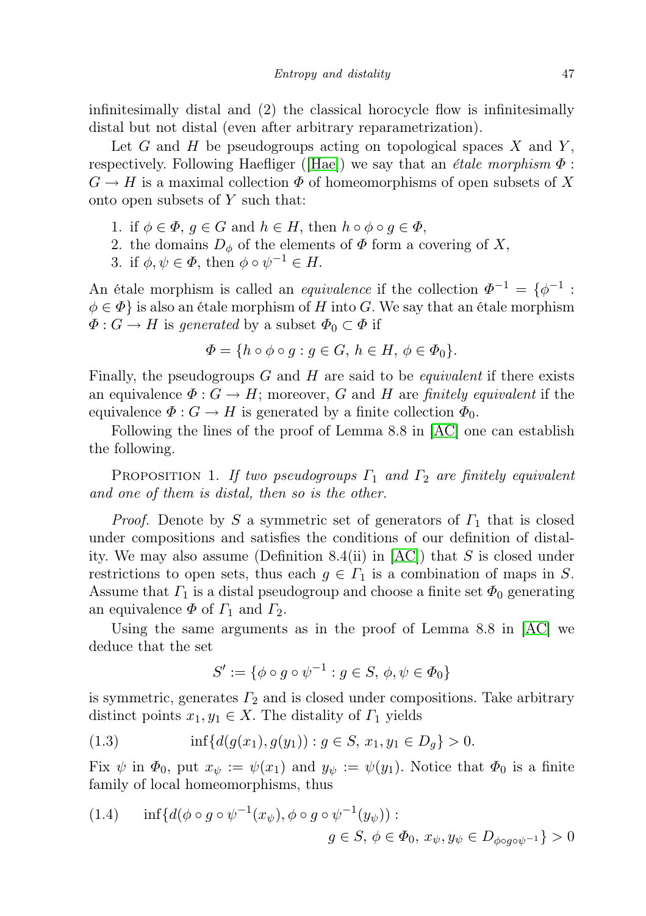infinitesimally distal and (2) the classical horocycle flow is infinitesimally distal but not distal (even after arbitrary reparametrization).

Let $G$ and $H$ be pseudogroups acting on topological spaces $X$ and $Y$, respectively. Following Haefliger ([Hae]) we say that an *étale morphism* $\Phi : G \to H$ is a maximal collection $\Phi$ of homeomorphisms of open subsets of $X$ onto open subsets of $Y$ such that:

1. if $\phi \in \Phi$, $g \in G$ and $h \in H$, then $h \circ \phi \circ g \in \Phi$,
2. the domains $D_\phi$ of the elements of $\Phi$ form a covering of $X$,
3. if $\phi, \psi \in \Phi$, then $\phi \circ \psi^{-1} \in H$.

An étale morphism is called an *equivalence* if the collection $\Phi^{-1} = \{\phi^{-1} : \phi \in \Phi\}$ is also an étale morphism of $H$ into $G$. We say that an étale morphism $\Phi : G \to H$ is *generated* by a subset $\Phi_0 \subset \Phi$ if

$$\Phi = \{h \circ \phi \circ g : g \in G,\ h \in H,\ \phi \in \Phi_0\}.$$

Finally, the pseudogroups $G$ and $H$ are said to be *equivalent* if there exists an equivalence $\Phi : G \to H$; moreover, $G$ and $H$ are *finitely equivalent* if the equivalence $\Phi : G \to H$ is generated by a finite collection $\Phi_0$.

Following the lines of the proof of Lemma 8.8 in [AC] one can establish the following.

Proposition 1. *If two pseudogroups $\Gamma_1$ and $\Gamma_2$ are finitely equivalent and one of them is distal, then so is the other.*

*Proof.* Denote by $S$ a symmetric set of generators of $\Gamma_1$ that is closed under compositions and satisfies the conditions of our definition of distality. We may also assume (Definition 8.4(ii) in [AC]) that $S$ is closed under restrictions to open sets, thus each $g \in \Gamma_1$ is a combination of maps in $S$. Assume that $\Gamma_1$ is a distal pseudogroup and choose a finite set $\Phi_0$ generating an equivalence $\Phi$ of $\Gamma_1$ and $\Gamma_2$.

Using the same arguments as in the proof of Lemma 8.8 in [AC] we deduce that the set

$$S' := \{\phi \circ g \circ \psi^{-1} : g \in S,\ \phi, \psi \in \Phi_0\}$$

is symmetric, generates $\Gamma_2$ and is closed under compositions. Take arbitrary distinct points $x_1, y_1 \in X$. The distality of $\Gamma_1$ yields

$$\inf\{d(g(x_1), g(y_1)) : g \in S,\ x_1, y_1 \in D_g\} > 0. \tag{1.3}$$

Fix $\psi$ in $\Phi_0$, put $x_\psi := \psi(x_1)$ and $y_\psi := \psi(y_1)$. Notice that $\Phi_0$ is a finite family of local homeomorphisms, thus

$$\inf\{d(\phi \circ g \circ \psi^{-1}(x_\psi), \phi \circ g \circ \psi^{-1}(y_\psi)) : g \in S,\ \phi \in \Phi_0,\ x_\psi, y_\psi \in D_{\phi \circ g \circ \psi^{-1}}\} > 0 \tag{1.4}$$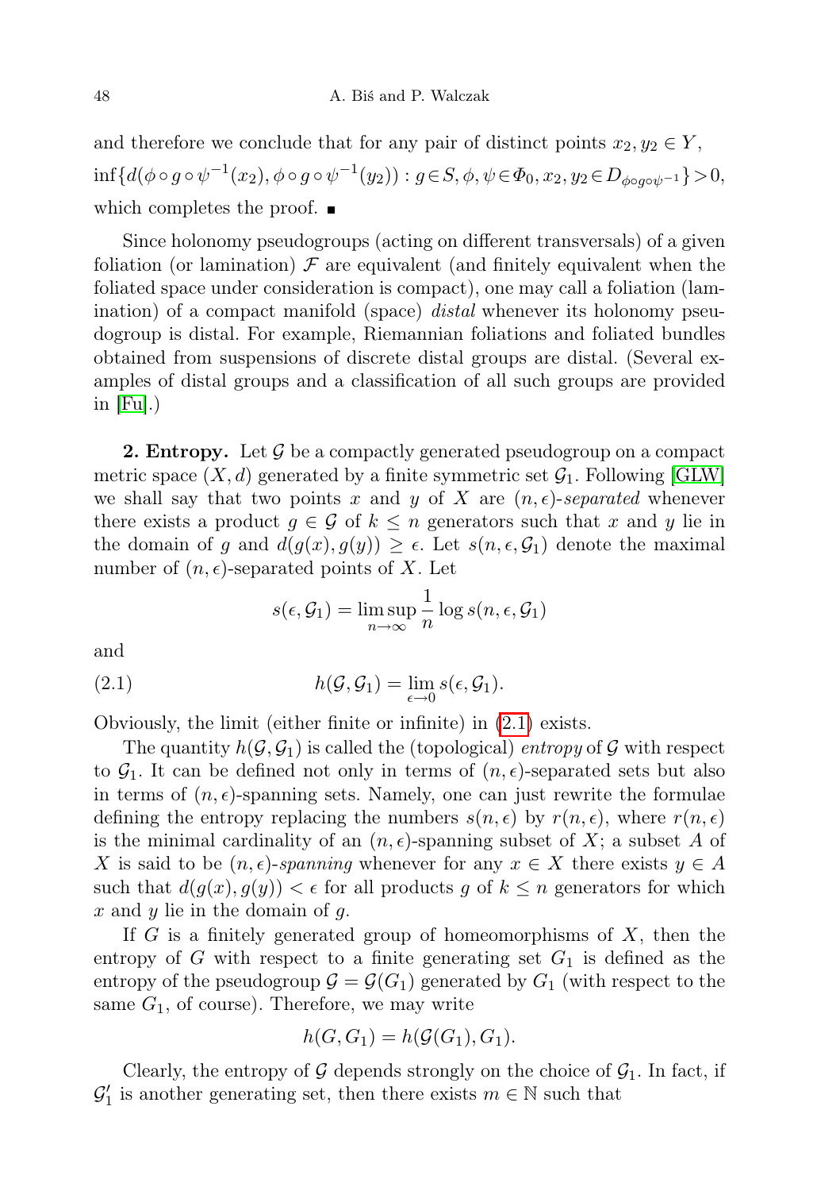and therefore we conclude that for any pair of distinct points $x_2, y_2 \in Y$,

$$\inf\{d(\phi\circ g\circ\psi^{-1}(x_2), \phi\circ g\circ\psi^{-1}(y_2)) : g\in S, \phi,\psi\in\Phi_0, x_2,y_2\in D_{\phi\circ g\circ\psi^{-1}}\}>0,$$

which completes the proof. ∎

Since holonomy pseudogroups (acting on different transversals) of a given foliation (or lamination) $\mathcal{F}$ are equivalent (and finitely equivalent when the foliated space under consideration is compact), one may call a foliation (lamination) of a compact manifold (space) *distal* whenever its holonomy pseudogroup is distal. For example, Riemannian foliations and foliated bundles obtained from suspensions of discrete distal groups are distal. (Several examples of distal groups and a classification of all such groups are provided in [Fu].)

**2. Entropy.** Let $\mathcal{G}$ be a compactly generated pseudogroup on a compact metric space $(X, d)$ generated by a finite symmetric set $\mathcal{G}_1$. Following [GLW] we shall say that two points $x$ and $y$ of $X$ are $(n,\epsilon)$-*separated* whenever there exists a product $g \in \mathcal{G}$ of $k \le n$ generators such that $x$ and $y$ lie in the domain of $g$ and $d(g(x), g(y)) \ge \epsilon$. Let $s(n,\epsilon,\mathcal{G}_1)$ denote the maximal number of $(n,\epsilon)$-separated points of $X$. Let

$$s(\epsilon,\mathcal{G}_1) = \limsup_{n\to\infty}\frac{1}{n}\log s(n,\epsilon,\mathcal{G}_1)$$

and

$$h(\mathcal{G},\mathcal{G}_1) = \lim_{\epsilon\to 0} s(\epsilon,\mathcal{G}_1). \tag{2.1}$$

Obviously, the limit (either finite or infinite) in (2.1) exists.

The quantity $h(\mathcal{G},\mathcal{G}_1)$ is called the (topological) *entropy* of $\mathcal{G}$ with respect to $\mathcal{G}_1$. It can be defined not only in terms of $(n,\epsilon)$-separated sets but also in terms of $(n,\epsilon)$-spanning sets. Namely, one can just rewrite the formulae defining the entropy replacing the numbers $s(n,\epsilon)$ by $r(n,\epsilon)$, where $r(n,\epsilon)$ is the minimal cardinality of an $(n,\epsilon)$-spanning subset of $X$; a subset $A$ of $X$ is said to be $(n,\epsilon)$-*spanning* whenever for any $x \in X$ there exists $y \in A$ such that $d(g(x), g(y)) < \epsilon$ for all products $g$ of $k \le n$ generators for which $x$ and $y$ lie in the domain of $g$.

If $G$ is a finitely generated group of homeomorphisms of $X$, then the entropy of $G$ with respect to a finite generating set $G_1$ is defined as the entropy of the pseudogroup $\mathcal{G} = \mathcal{G}(G_1)$ generated by $G_1$ (with respect to the same $G_1$, of course). Therefore, we may write

$$h(G, G_1) = h(\mathcal{G}(G_1), G_1).$$

Clearly, the entropy of $\mathcal{G}$ depends strongly on the choice of $\mathcal{G}_1$. In fact, if $\mathcal{G}_1'$ is another generating set, then there exists $m \in \mathbb{N}$ such that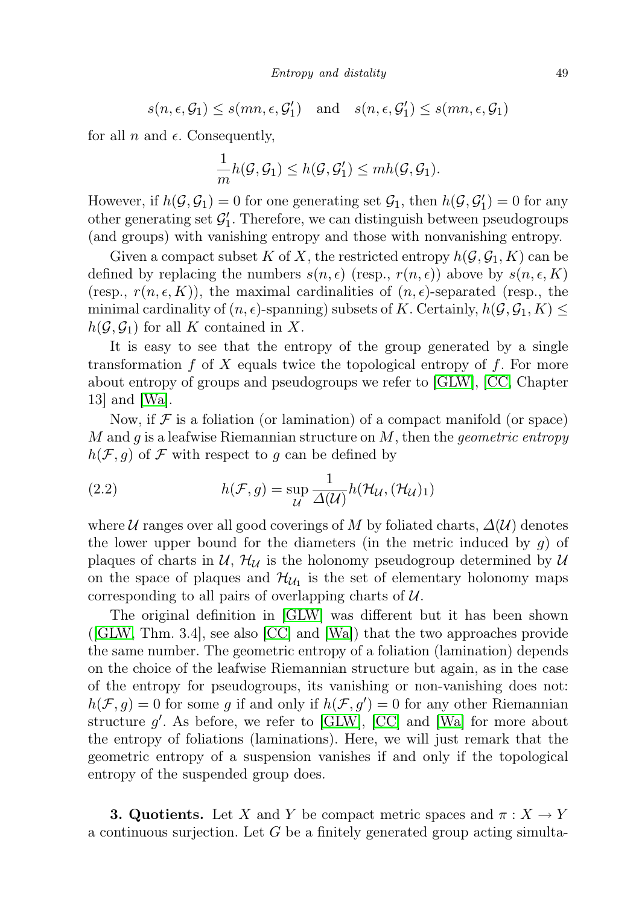$$s(n, \epsilon, \mathcal{G}_1) \leq s(mn, \epsilon, \mathcal{G}'_1) \quad \text{and} \quad s(n, \epsilon, \mathcal{G}'_1) \leq s(mn, \epsilon, \mathcal{G}_1)$$

for all $n$ and $\epsilon$. Consequently,

$$\frac{1}{m} h(\mathcal{G}, \mathcal{G}_1) \leq h(\mathcal{G}, \mathcal{G}'_1) \leq m h(\mathcal{G}, \mathcal{G}_1).$$

However, if $h(\mathcal{G}, \mathcal{G}_1) = 0$ for one generating set $\mathcal{G}_1$, then $h(\mathcal{G}, \mathcal{G}'_1) = 0$ for any other generating set $\mathcal{G}'_1$. Therefore, we can distinguish between pseudogroups (and groups) with vanishing entropy and those with nonvanishing entropy.

Given a compact subset $K$ of $X$, the restricted entropy $h(\mathcal{G}, \mathcal{G}_1, K)$ can be defined by replacing the numbers $s(n, \epsilon)$ (resp., $r(n, \epsilon)$) above by $s(n, \epsilon, K)$ (resp., $r(n, \epsilon, K)$), the maximal cardinalities of $(n, \epsilon)$-separated (resp., the minimal cardinality of $(n, \epsilon)$-spanning) subsets of $K$. Certainly, $h(\mathcal{G}, \mathcal{G}_1, K) \leq h(\mathcal{G}, \mathcal{G}_1)$ for all $K$ contained in $X$.

It is easy to see that the entropy of the group generated by a single transformation $f$ of $X$ equals twice the topological entropy of $f$. For more about entropy of groups and pseudogroups we refer to [GLW], [CC, Chapter 13] and [Wa].

Now, if $\mathcal{F}$ is a foliation (or lamination) of a compact manifold (or space) $M$ and $g$ is a leafwise Riemannian structure on $M$, then the *geometric entropy* $h(\mathcal{F}, g)$ of $\mathcal{F}$ with respect to $g$ can be defined by

$$h(\mathcal{F}, g) = \sup_{\mathcal{U}} \frac{1}{\Delta(\mathcal{U})} h(\mathcal{H}_{\mathcal{U}}, (\mathcal{H}_{\mathcal{U}})_1) \tag{2.2}$$

where $\mathcal{U}$ ranges over all good coverings of $M$ by foliated charts, $\Delta(\mathcal{U})$ denotes the lower upper bound for the diameters (in the metric induced by $g$) of plaques of charts in $\mathcal{U}$, $\mathcal{H}_{\mathcal{U}}$ is the holonomy pseudogroup determined by $\mathcal{U}$ on the space of plaques and $\mathcal{H}_{\mathcal{U}_1}$ is the set of elementary holonomy maps corresponding to all pairs of overlapping charts of $\mathcal{U}$.

The original definition in [GLW] was different but it has been shown ([GLW, Thm. 3.4], see also [CC] and [Wa]) that the two approaches provide the same number. The geometric entropy of a foliation (lamination) depends on the choice of the leafwise Riemannian structure but again, as in the case of the entropy for pseudogroups, its vanishing or non-vanishing does not: $h(\mathcal{F}, g) = 0$ for some $g$ if and only if $h(\mathcal{F}, g') = 0$ for any other Riemannian structure $g'$. As before, we refer to [GLW], [CC] and [Wa] for more about the entropy of foliations (laminations). Here, we will just remark that the geometric entropy of a suspension vanishes if and only if the topological entropy of the suspended group does.

**3. Quotients.** Let $X$ and $Y$ be compact metric spaces and $\pi : X \to Y$ a continuous surjection. Let $G$ be a finitely generated group acting simulta-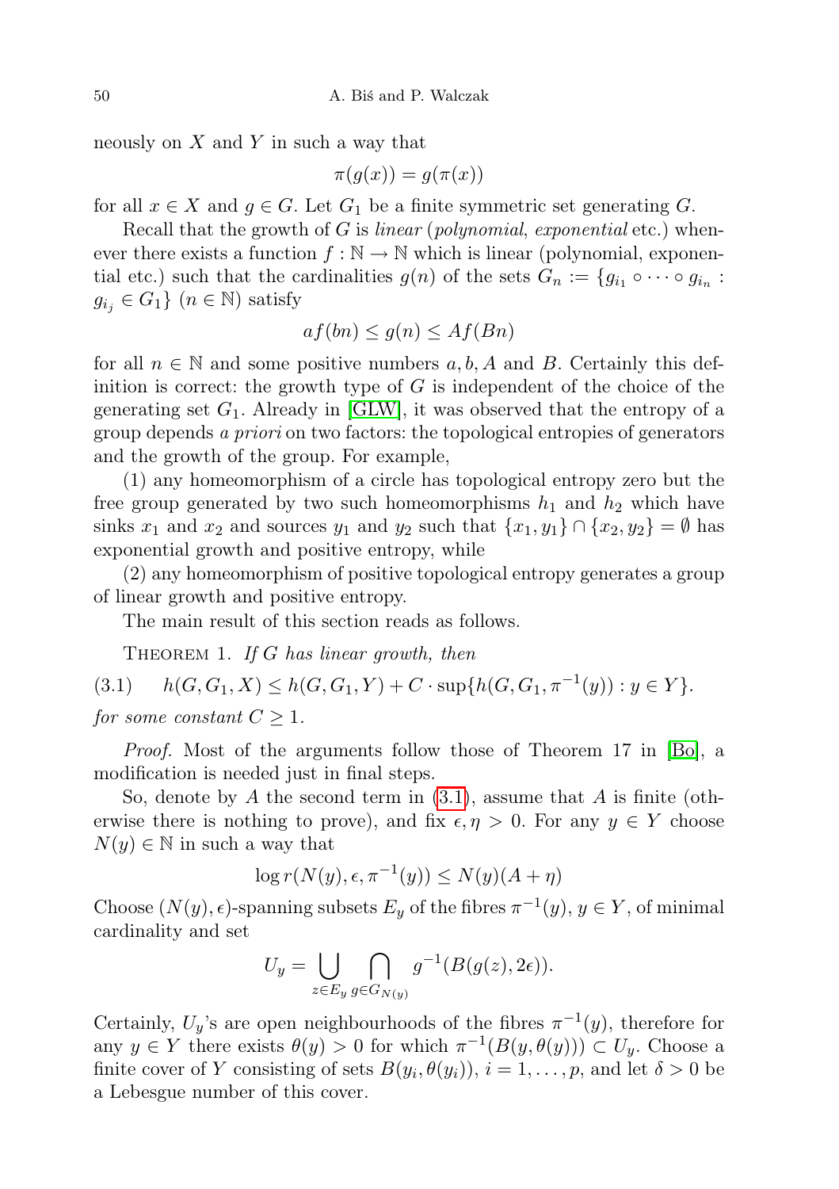neously on $X$ and $Y$ in such a way that

$$\pi(g(x)) = g(\pi(x))$$

for all $x \in X$ and $g \in G$. Let $G_1$ be a finite symmetric set generating $G$.

Recall that the growth of $G$ is *linear* (*polynomial*, *exponential* etc.) whenever there exists a function $f : \mathbb{N} \to \mathbb{N}$ which is linear (polynomial, exponential etc.) such that the cardinalities $g(n)$ of the sets $G_n := \{g_{i_1} \circ \cdots \circ g_{i_n} : g_{i_j} \in G_1\}$ ($n \in \mathbb{N}$) satisfy

$$af(bn) \leq g(n) \leq Af(Bn)$$

for all $n \in \mathbb{N}$ and some positive numbers $a, b, A$ and $B$. Certainly this definition is correct: the growth type of $G$ is independent of the choice of the generating set $G_1$. Already in [GLW], it was observed that the entropy of a group depends *a priori* on two factors: the topological entropies of generators and the growth of the group. For example,

(1) any homeomorphism of a circle has topological entropy zero but the free group generated by two such homeomorphisms $h_1$ and $h_2$ which have sinks $x_1$ and $x_2$ and sources $y_1$ and $y_2$ such that $\{x_1, y_1\} \cap \{x_2, y_2\} = \emptyset$ has exponential growth and positive entropy, while

(2) any homeomorphism of positive topological entropy generates a group of linear growth and positive entropy.

The main result of this section reads as follows.

THEOREM 1. *If $G$ has linear growth, then*

$$h(G, G_1, X) \leq h(G, G_1, Y) + C \cdot \sup\{h(G, G_1, \pi^{-1}(y)) : y \in Y\}. \tag{3.1}$$

*for some constant $C \geq 1$.*

*Proof.* Most of the arguments follow those of Theorem 17 in [Bo], a modification is needed just in final steps.

So, denote by $A$ the second term in (3.1), assume that $A$ is finite (otherwise there is nothing to prove), and fix $\epsilon, \eta > 0$. For any $y \in Y$ choose $N(y) \in \mathbb{N}$ in such a way that

$$\log r(N(y), \epsilon, \pi^{-1}(y)) \leq N(y)(A + \eta)$$

Choose $(N(y), \epsilon)$-spanning subsets $E_y$ of the fibres $\pi^{-1}(y)$, $y \in Y$, of minimal cardinality and set

$$U_y = \bigcup_{z \in E_y} \bigcap_{g \in G_{N(y)}} g^{-1}(B(g(z), 2\epsilon)).$$

Certainly, $U_y$'s are open neighbourhoods of the fibres $\pi^{-1}(y)$, therefore for any $y \in Y$ there exists $\theta(y) > 0$ for which $\pi^{-1}(B(y, \theta(y))) \subset U_y$. Choose a finite cover of $Y$ consisting of sets $B(y_i, \theta(y_i))$, $i = 1, \ldots, p$, and let $\delta > 0$ be a Lebesgue number of this cover.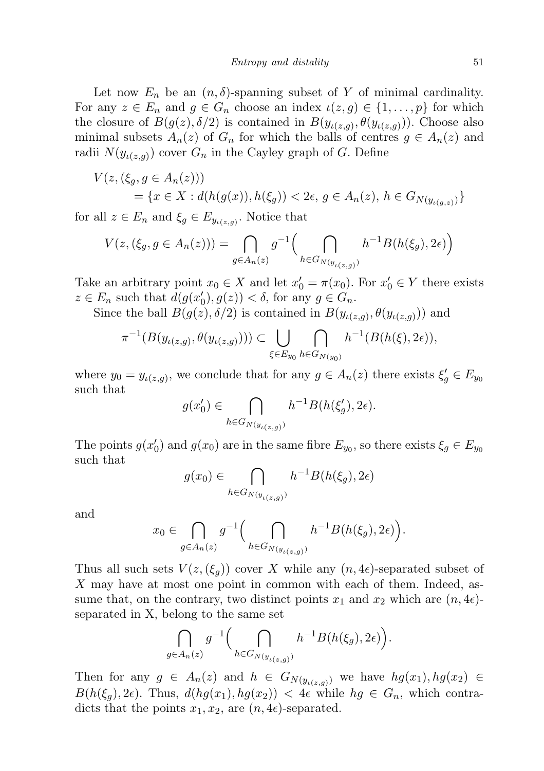Let now $E_n$ be an $(n, \delta)$-spanning subset of $Y$ of minimal cardinality. For any $z \in E_n$ and $g \in G_n$ choose an index $\iota(z,g) \in \{1, \ldots, p\}$ for which the closure of $B(g(z), \delta/2)$ is contained in $B(y_{\iota(z,g)}, \theta(y_{\iota(z,g)}))$. Choose also minimal subsets $A_n(z)$ of $G_n$ for which the balls of centres $g \in A_n(z)$ and radii $N(y_{\iota(z,g)})$ cover $G_n$ in the Cayley graph of $G$. Define

$$
\begin{aligned}
V(z, (\xi_g, g \in A_n(z))) \\
= \{x \in X : d(h(g(x)), h(\xi_g)) < 2\epsilon,\ g \in A_n(z),\ h \in G_{N(y_{\iota(g,z)})}\}
\end{aligned}
$$

for all $z \in E_n$ and $\xi_g \in E_{y_{\iota(z,g)}}$. Notice that

$$
V(z, (\xi_g, g \in A_n(z))) = \bigcap_{g \in A_n(z)} g^{-1}\Big( \bigcap_{h \in G_{N(y_{\iota(z,g)})}} h^{-1} B(h(\xi_g), 2\epsilon) \Big)
$$

Take an arbitrary point $x_0 \in X$ and let $x_0' = \pi(x_0)$. For $x_0' \in Y$ there exists $z \in E_n$ such that $d(g(x_0'), g(z)) < \delta$, for any $g \in G_n$.

Since the ball $B(g(z), \delta/2)$ is contained in $B(y_{\iota(z,g)}, \theta(y_{\iota(z,g)}))$ and

$$
\pi^{-1}(B(y_{\iota(z,g)}, \theta(y_{\iota(z,g)}))) \subset \bigcup_{\xi \in E_{y_0}} \bigcap_{h \in G_{N(y_0)}} h^{-1}(B(h(\xi), 2\epsilon)),
$$

where $y_0 = y_{\iota(z,g)}$, we conclude that for any $g \in A_n(z)$ there exists $\xi_g' \in E_{y_0}$ such that

$$
g(x_0') \in \bigcap_{h \in G_{N(y_{\iota(z,g)})}} h^{-1} B(h(\xi_g'), 2\epsilon).
$$

The points $g(x_0')$ and $g(x_0)$ are in the same fibre $E_{y_0}$, so there exists $\xi_g \in E_{y_0}$ such that

$$
g(x_0) \in \bigcap_{h \in G_{N(y_{\iota(z,g)})}} h^{-1} B(h(\xi_g), 2\epsilon)
$$

and

$$
x_0 \in \bigcap_{g \in A_n(z)} g^{-1}\Big( \bigcap_{h \in G_{N(y_{\iota(z,g)})}} h^{-1} B(h(\xi_g), 2\epsilon) \Big).
$$

Thus all such sets $V(z, (\xi_g))$ cover $X$ while any $(n, 4\epsilon)$-separated subset of $X$ may have at most one point in common with each of them. Indeed, assume that, on the contrary, two distinct points $x_1$ and $x_2$ which are $(n, 4\epsilon)$-separated in X, belong to the same set

$$
\bigcap_{g \in A_n(z)} g^{-1}\Big( \bigcap_{h \in G_{N(y_{\iota(z,g)})}} h^{-1} B(h(\xi_g), 2\epsilon) \Big).
$$

Then for any $g \in A_n(z)$ and $h \in G_{N(y_{\iota(z,g)})}$ we have $hg(x_1), hg(x_2) \in B(h(\xi_g), 2\epsilon)$. Thus, $d(hg(x_1), hg(x_2)) < 4\epsilon$ while $hg \in G_n$, which contradicts that the points $x_1, x_2$, are $(n, 4\epsilon)$-separated.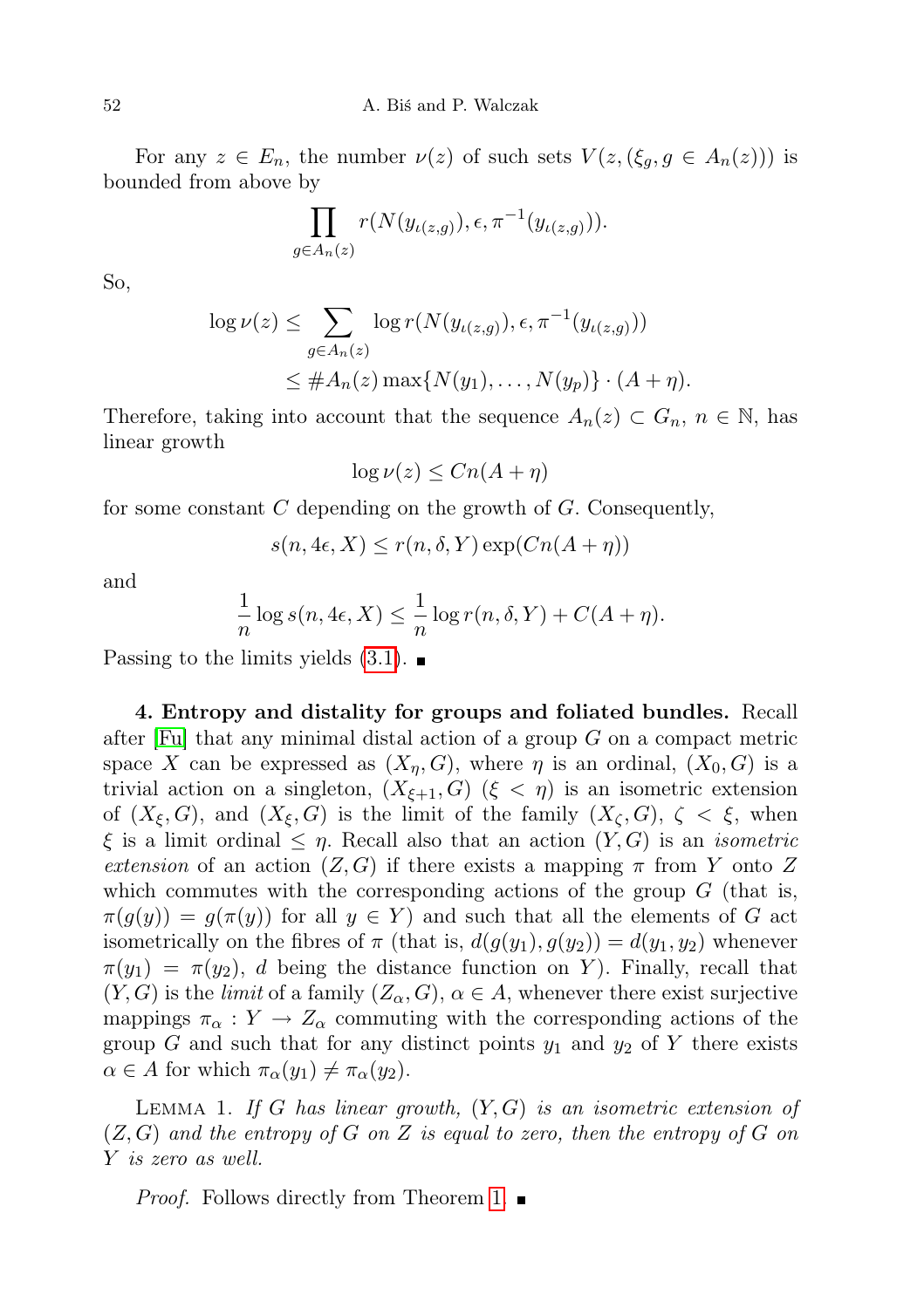For any $z \in E_n$, the number $\nu(z)$ of such sets $V(z, (\xi_g, g \in A_n(z)))$ is bounded from above by

$$\prod_{g \in A_n(z)} r(N(y_{\iota(z,g)}), \epsilon, \pi^{-1}(y_{\iota(z,g)})).$$

So,

$$\begin{aligned}\log \nu(z) &\leq \sum_{g \in A_n(z)} \log r(N(y_{\iota(z,g)}), \epsilon, \pi^{-1}(y_{\iota(z,g)})) \\ &\leq \# A_n(z) \max\{N(y_1), \ldots, N(y_p)\} \cdot (A + \eta).\end{aligned}$$

Therefore, taking into account that the sequence $A_n(z) \subset G_n$, $n \in \mathbb{N}$, has linear growth

$$\log \nu(z) \leq Cn(A + \eta)$$

for some constant $C$ depending on the growth of $G$. Consequently,

$$s(n, 4\epsilon, X) \leq r(n, \delta, Y) \exp(Cn(A + \eta))$$

and

$$\frac{1}{n} \log s(n, 4\epsilon, X) \leq \frac{1}{n} \log r(n, \delta, Y) + C(A + \eta).$$

Passing to the limits yields (3.1). ∎

**4. Entropy and distality for groups and foliated bundles.** Recall after [Fu] that any minimal distal action of a group $G$ on a compact metric space $X$ can be expressed as $(X_\eta, G)$, where $\eta$ is an ordinal, $(X_0, G)$ is a trivial action on a singleton, $(X_{\xi+1}, G)$ $(\xi < \eta)$ is an isometric extension of $(X_\xi, G)$, and $(X_\xi, G)$ is the limit of the family $(X_\zeta, G)$, $\zeta < \xi$, when $\xi$ is a limit ordinal $\leq \eta$. Recall also that an action $(Y, G)$ is an *isometric extension* of an action $(Z, G)$ if there exists a mapping $\pi$ from $Y$ onto $Z$ which commutes with the corresponding actions of the group $G$ (that is, $\pi(g(y)) = g(\pi(y))$ for all $y \in Y$) and such that all the elements of $G$ act isometrically on the fibres of $\pi$ (that is, $d(g(y_1), g(y_2)) = d(y_1, y_2)$ whenever $\pi(y_1) = \pi(y_2)$, $d$ being the distance function on $Y$). Finally, recall that $(Y, G)$ is the *limit* of a family $(Z_\alpha, G)$, $\alpha \in A$, whenever there exist surjective mappings $\pi_\alpha : Y \to Z_\alpha$ commuting with the corresponding actions of the group $G$ and such that for any distinct points $y_1$ and $y_2$ of $Y$ there exists $\alpha \in A$ for which $\pi_\alpha(y_1) \neq \pi_\alpha(y_2)$.

Lemma 1. *If $G$ has linear growth, $(Y, G)$ is an isometric extension of $(Z, G)$ and the entropy of $G$ on $Z$ is equal to zero, then the entropy of $G$ on $Y$ is zero as well.*

*Proof.* Follows directly from Theorem 1. ∎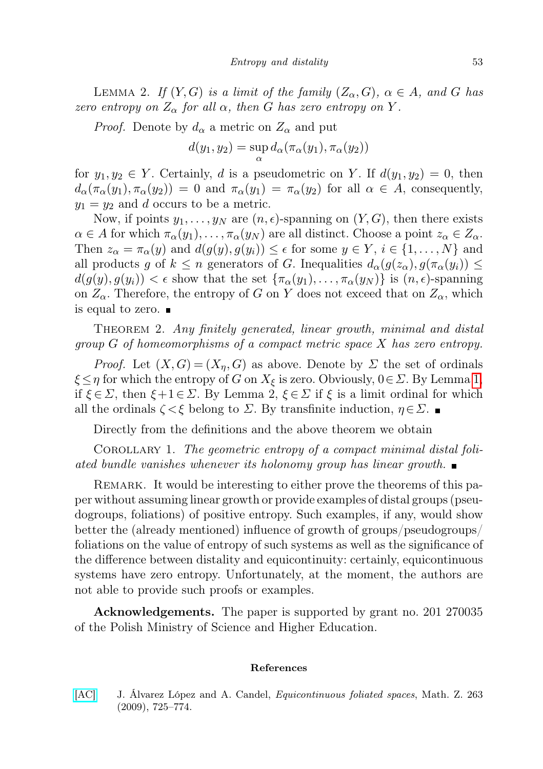Lemma 2. *If $(Y, G)$ is a limit of the family $(Z_\alpha, G)$, $\alpha \in A$, and $G$ has zero entropy on $Z_\alpha$ for all $\alpha$, then $G$ has zero entropy on $Y$.*

*Proof.* Denote by $d_\alpha$ a metric on $Z_\alpha$ and put

$$d(y_1, y_2) = \sup_\alpha d_\alpha(\pi_\alpha(y_1), \pi_\alpha(y_2))$$

for $y_1, y_2 \in Y$. Certainly, $d$ is a pseudometric on $Y$. If $d(y_1, y_2) = 0$, then $d_\alpha(\pi_\alpha(y_1), \pi_\alpha(y_2)) = 0$ and $\pi_\alpha(y_1) = \pi_\alpha(y_2)$ for all $\alpha \in A$, consequently, $y_1 = y_2$ and $d$ occurs to be a metric.

Now, if points $y_1, \dots, y_N$ are $(n, \epsilon)$-spanning on $(Y, G)$, then there exists $\alpha \in A$ for which $\pi_\alpha(y_1), \dots, \pi_\alpha(y_N)$ are all distinct. Choose a point $z_\alpha \in Z_\alpha$. Then $z_\alpha = \pi_\alpha(y)$ and $d(g(y), g(y_i)) \le \epsilon$ for some $y \in Y$, $i \in \{1, \dots, N\}$ and all products $g$ of $k \le n$ generators of $G$. Inequalities $d_\alpha(g(z_\alpha), g(\pi_\alpha(y_i)) \le d(g(y), g(y_i)) < \epsilon$ show that the set $\{\pi_\alpha(y_1), \dots, \pi_\alpha(y_N)\}$ is $(n, \epsilon)$-spanning on $Z_\alpha$. Therefore, the entropy of $G$ on $Y$ does not exceed that on $Z_\alpha$, which is equal to zero. ∎

Theorem 2. *Any finitely generated, linear growth, minimal and distal group $G$ of homeomorphisms of a compact metric space $X$ has zero entropy.*

*Proof.* Let $(X, G) = (X_\eta, G)$ as above. Denote by $\Sigma$ the set of ordinals $\xi \le \eta$ for which the entropy of $G$ on $X_\xi$ is zero. Obviously, $0 \in \Sigma$. By Lemma 1, if $\xi \in \Sigma$, then $\xi + 1 \in \Sigma$. By Lemma 2, $\xi \in \Sigma$ if $\xi$ is a limit ordinal for which all the ordinals $\zeta < \xi$ belong to $\Sigma$. By transfinite induction, $\eta \in \Sigma$. ∎

Directly from the definitions and the above theorem we obtain

Corollary 1. *The geometric entropy of a compact minimal distal foliated bundle vanishes whenever its holonomy group has linear growth.* ∎

Remark. It would be interesting to either prove the theorems of this paper without assuming linear growth or provide examples of distal groups (pseudogroups, foliations) of positive entropy. Such examples, if any, would show better the (already mentioned) influence of growth of groups/pseudogroups/foliations on the value of entropy of such systems as well as the significance of the difference between distality and equicontinuity: certainly, equicontinuous systems have zero entropy. Unfortunately, at the moment, the authors are not able to provide such proofs or examples.

**Acknowledgements.** The paper is supported by grant no. 201 270035 of the Polish Ministry of Science and Higher Education.

## References

[AC] J. Álvarez López and A. Candel, *Equicontinuous foliated spaces*, Math. Z. 263 (2009), 725–774.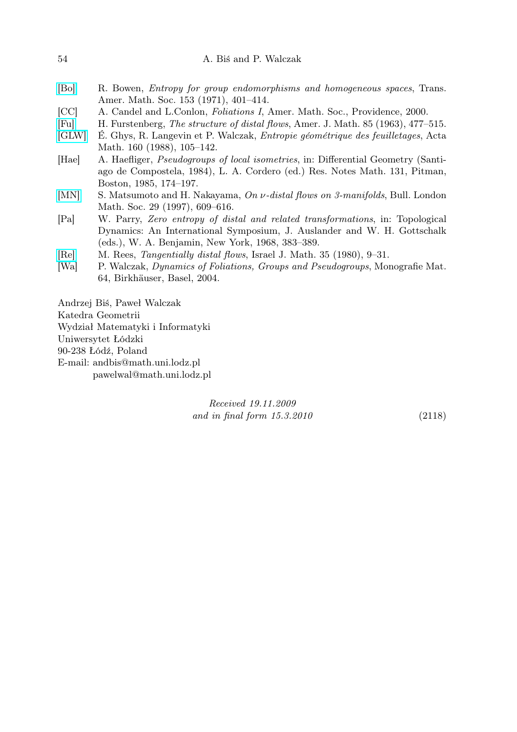[Bo] R. Bowen, *Entropy for group endomorphisms and homogeneous spaces*, Trans. Amer. Math. Soc. 153 (1971), 401–414.

[CC] A. Candel and L.Conlon, *Foliations I*, Amer. Math. Soc., Providence, 2000.

[Fu] H. Furstenberg, *The structure of distal flows*, Amer. J. Math. 85 (1963), 477–515.

[GLW] É. Ghys, R. Langevin et P. Walczak, *Entropie géométrique des feuilletages*, Acta Math. 160 (1988), 105–142.

[Hae] A. Haefliger, *Pseudogroups of local isometries*, in: Differential Geometry (Santiago de Compostela, 1984), L. A. Cordero (ed.) Res. Notes Math. 131, Pitman, Boston, 1985, 174–197.

[MN] S. Matsumoto and H. Nakayama, *On $\nu$-distal flows on 3-manifolds*, Bull. London Math. Soc. 29 (1997), 609–616.

[Pa] W. Parry, *Zero entropy of distal and related transformations*, in: Topological Dynamics: An International Symposium, J. Auslander and W. H. Gottschalk (eds.), W. A. Benjamin, New York, 1968, 383–389.

[Re] M. Rees, *Tangentially distal flows*, Israel J. Math. 35 (1980), 9–31.

[Wa] P. Walczak, *Dynamics of Foliations, Groups and Pseudogroups*, Monografie Mat. 64, Birkhäuser, Basel, 2004.

Andrzej Biś, Paweł Walczak
Katedra Geometrii
Wydział Matematyki i Informatyki
Uniwersytet Łódzki
90-238 Łódź, Poland
E-mail: andbis@math.uni.lodz.pl
pawelwal@math.uni.lodz.pl

*Received 19.11.2009*
*and in final form 15.3.2010* (2118)